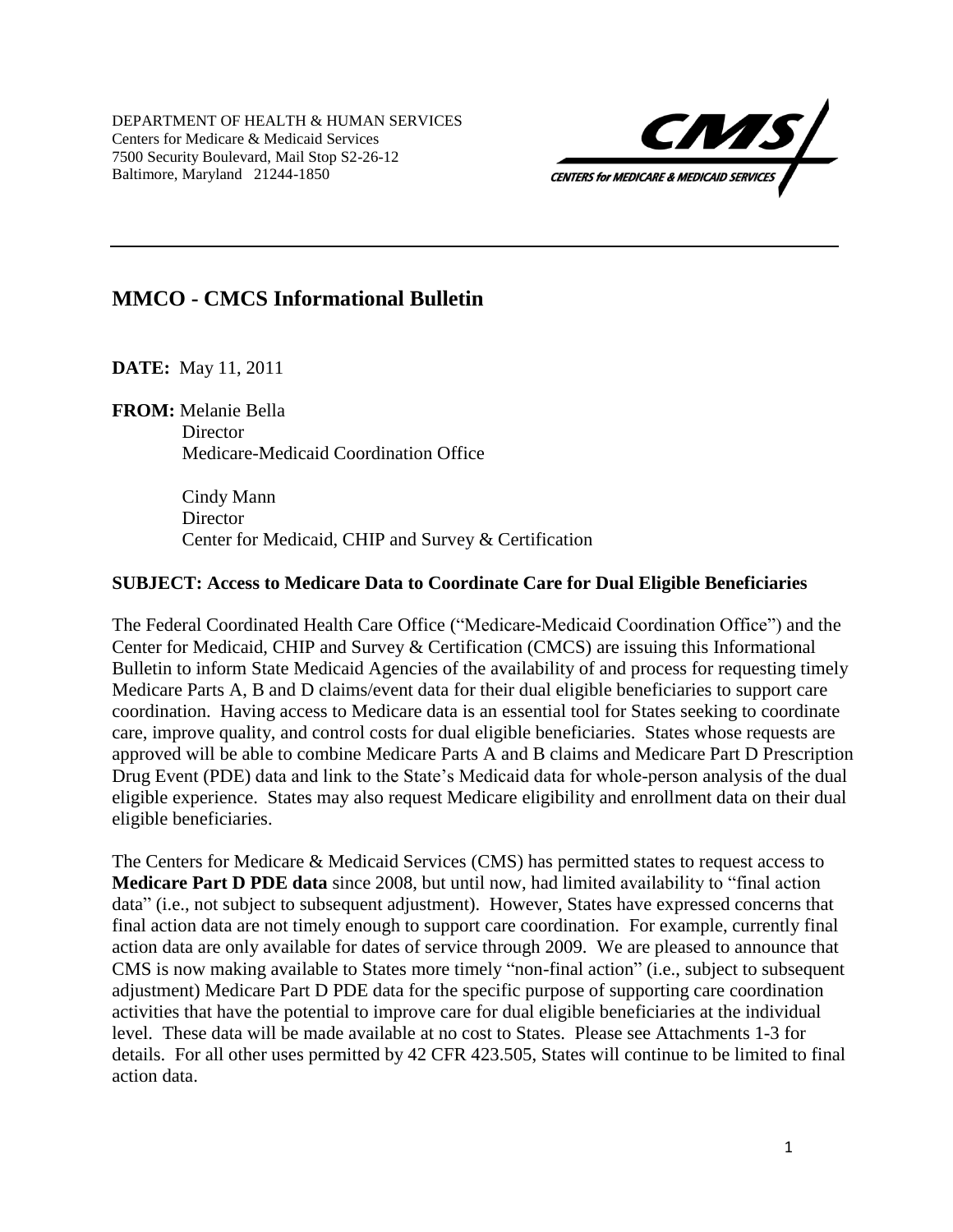DEPARTMENT OF HEALTH & HUMAN SERVICES
Centers for Medicare & Medicaid Services
7500 Security Boulevard, Mail Stop S2-26-12
Baltimore, Maryland 21244-1850

CMS
CENTERS for MEDICARE & MEDICAID SERVICES

---

## MMCO - CMCS Informational Bulletin

**DATE:** May 11, 2011

**FROM:** Melanie Bella
Director
Medicare-Medicaid Coordination Office

Cindy Mann
Director
Center for Medicaid, CHIP and Survey & Certification

**SUBJECT: Access to Medicare Data to Coordinate Care for Dual Eligible Beneficiaries**

The Federal Coordinated Health Care Office ("Medicare-Medicaid Coordination Office") and the Center for Medicaid, CHIP and Survey & Certification (CMCS) are issuing this Informational Bulletin to inform State Medicaid Agencies of the availability of and process for requesting timely Medicare Parts A, B and D claims/event data for their dual eligible beneficiaries to support care coordination. Having access to Medicare data is an essential tool for States seeking to coordinate care, improve quality, and control costs for dual eligible beneficiaries. States whose requests are approved will be able to combine Medicare Parts A and B claims and Medicare Part D Prescription Drug Event (PDE) data and link to the State's Medicaid data for whole-person analysis of the dual eligible experience. States may also request Medicare eligibility and enrollment data on their dual eligible beneficiaries.

The Centers for Medicare & Medicaid Services (CMS) has permitted states to request access to **Medicare Part D PDE data** since 2008, but until now, had limited availability to "final action data" (i.e., not subject to subsequent adjustment). However, States have expressed concerns that final action data are not timely enough to support care coordination. For example, currently final action data are only available for dates of service through 2009. We are pleased to announce that CMS is now making available to States more timely "non-final action" (i.e., subject to subsequent adjustment) Medicare Part D PDE data for the specific purpose of supporting care coordination activities that have the potential to improve care for dual eligible beneficiaries at the individual level. These data will be made available at no cost to States. Please see Attachments 1-3 for details. For all other uses permitted by 42 CFR 423.505, States will continue to be limited to final action data.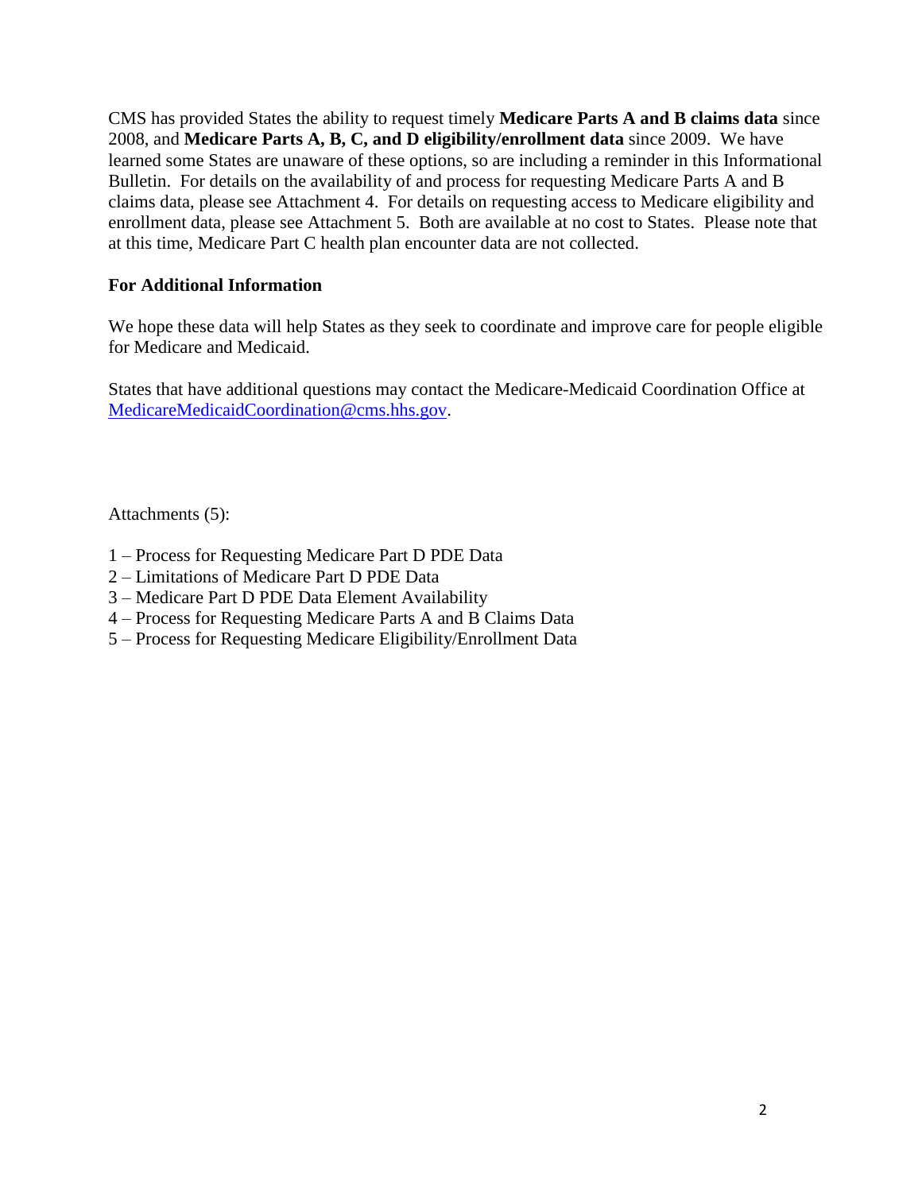CMS has provided States the ability to request timely **Medicare Parts A and B claims data** since 2008, and **Medicare Parts A, B, C, and D eligibility/enrollment data** since 2009. We have learned some States are unaware of these options, so are including a reminder in this Informational Bulletin. For details on the availability of and process for requesting Medicare Parts A and B claims data, please see Attachment 4. For details on requesting access to Medicare eligibility and enrollment data, please see Attachment 5. Both are available at no cost to States. Please note that at this time, Medicare Part C health plan encounter data are not collected.

**For Additional Information**

We hope these data will help States as they seek to coordinate and improve care for people eligible for Medicare and Medicaid.

States that have additional questions may contact the Medicare-Medicaid Coordination Office at [MedicareMedicaidCoordination@cms.hhs.gov](mailto:MedicareMedicaidCoordination@cms.hhs.gov).

Attachments (5):

1 – Process for Requesting Medicare Part D PDE Data
2 – Limitations of Medicare Part D PDE Data
3 – Medicare Part D PDE Data Element Availability
4 – Process for Requesting Medicare Parts A and B Claims Data
5 – Process for Requesting Medicare Eligibility/Enrollment Data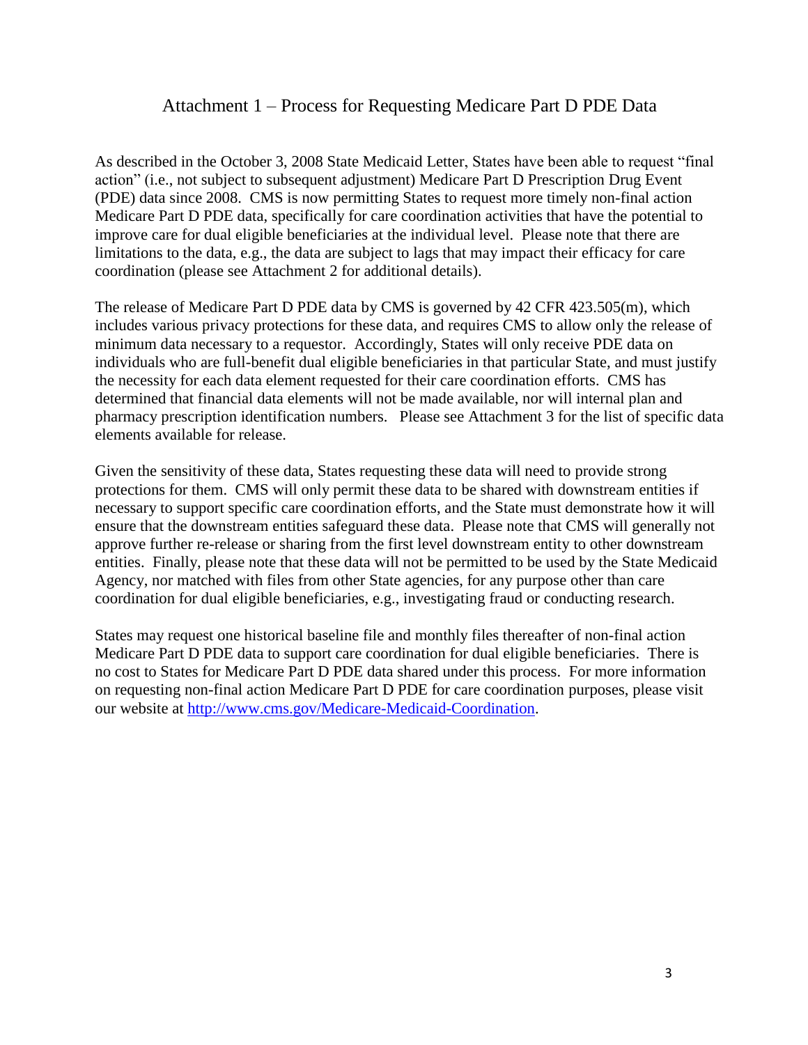# Attachment 1 – Process for Requesting Medicare Part D PDE Data

As described in the October 3, 2008 State Medicaid Letter, States have been able to request "final action" (i.e., not subject to subsequent adjustment) Medicare Part D Prescription Drug Event (PDE) data since 2008. CMS is now permitting States to request more timely non-final action Medicare Part D PDE data, specifically for care coordination activities that have the potential to improve care for dual eligible beneficiaries at the individual level. Please note that there are limitations to the data, e.g., the data are subject to lags that may impact their efficacy for care coordination (please see Attachment 2 for additional details).

The release of Medicare Part D PDE data by CMS is governed by 42 CFR 423.505(m), which includes various privacy protections for these data, and requires CMS to allow only the release of minimum data necessary to a requestor. Accordingly, States will only receive PDE data on individuals who are full-benefit dual eligible beneficiaries in that particular State, and must justify the necessity for each data element requested for their care coordination efforts. CMS has determined that financial data elements will not be made available, nor will internal plan and pharmacy prescription identification numbers. Please see Attachment 3 for the list of specific data elements available for release.

Given the sensitivity of these data, States requesting these data will need to provide strong protections for them. CMS will only permit these data to be shared with downstream entities if necessary to support specific care coordination efforts, and the State must demonstrate how it will ensure that the downstream entities safeguard these data. Please note that CMS will generally not approve further re-release or sharing from the first level downstream entity to other downstream entities. Finally, please note that these data will not be permitted to be used by the State Medicaid Agency, nor matched with files from other State agencies, for any purpose other than care coordination for dual eligible beneficiaries, e.g., investigating fraud or conducting research.

States may request one historical baseline file and monthly files thereafter of non-final action Medicare Part D PDE data to support care coordination for dual eligible beneficiaries. There is no cost to States for Medicare Part D PDE data shared under this process. For more information on requesting non-final action Medicare Part D PDE for care coordination purposes, please visit our website at [http://www.cms.gov/Medicare-Medicaid-Coordination](http://www.cms.gov/Medicare-Medicaid-Coordination).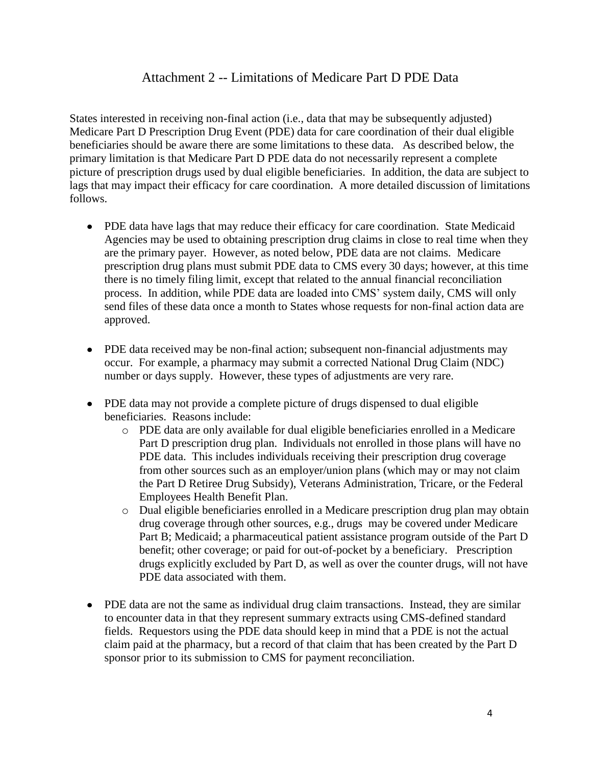## Attachment 2 -- Limitations of Medicare Part D PDE Data

States interested in receiving non-final action (i.e., data that may be subsequently adjusted) Medicare Part D Prescription Drug Event (PDE) data for care coordination of their dual eligible beneficiaries should be aware there are some limitations to these data. As described below, the primary limitation is that Medicare Part D PDE data do not necessarily represent a complete picture of prescription drugs used by dual eligible beneficiaries. In addition, the data are subject to lags that may impact their efficacy for care coordination. A more detailed discussion of limitations follows.

- PDE data have lags that may reduce their efficacy for care coordination. State Medicaid Agencies may be used to obtaining prescription drug claims in close to real time when they are the primary payer. However, as noted below, PDE data are not claims. Medicare prescription drug plans must submit PDE data to CMS every 30 days; however, at this time there is no timely filing limit, except that related to the annual financial reconciliation process. In addition, while PDE data are loaded into CMS' system daily, CMS will only send files of these data once a month to States whose requests for non-final action data are approved.

- PDE data received may be non-final action; subsequent non-financial adjustments may occur. For example, a pharmacy may submit a corrected National Drug Claim (NDC) number or days supply. However, these types of adjustments are very rare.

- PDE data may not provide a complete picture of drugs dispensed to dual eligible beneficiaries. Reasons include:
    - PDE data are only available for dual eligible beneficiaries enrolled in a Medicare Part D prescription drug plan. Individuals not enrolled in those plans will have no PDE data. This includes individuals receiving their prescription drug coverage from other sources such as an employer/union plans (which may or may not claim the Part D Retiree Drug Subsidy), Veterans Administration, Tricare, or the Federal Employees Health Benefit Plan.
    - Dual eligible beneficiaries enrolled in a Medicare prescription drug plan may obtain drug coverage through other sources, e.g., drugs may be covered under Medicare Part B; Medicaid; a pharmaceutical patient assistance program outside of the Part D benefit; other coverage; or paid for out-of-pocket by a beneficiary. Prescription drugs explicitly excluded by Part D, as well as over the counter drugs, will not have PDE data associated with them.

- PDE data are not the same as individual drug claim transactions. Instead, they are similar to encounter data in that they represent summary extracts using CMS-defined standard fields. Requestors using the PDE data should keep in mind that a PDE is not the actual claim paid at the pharmacy, but a record of that claim that has been created by the Part D sponsor prior to its submission to CMS for payment reconciliation.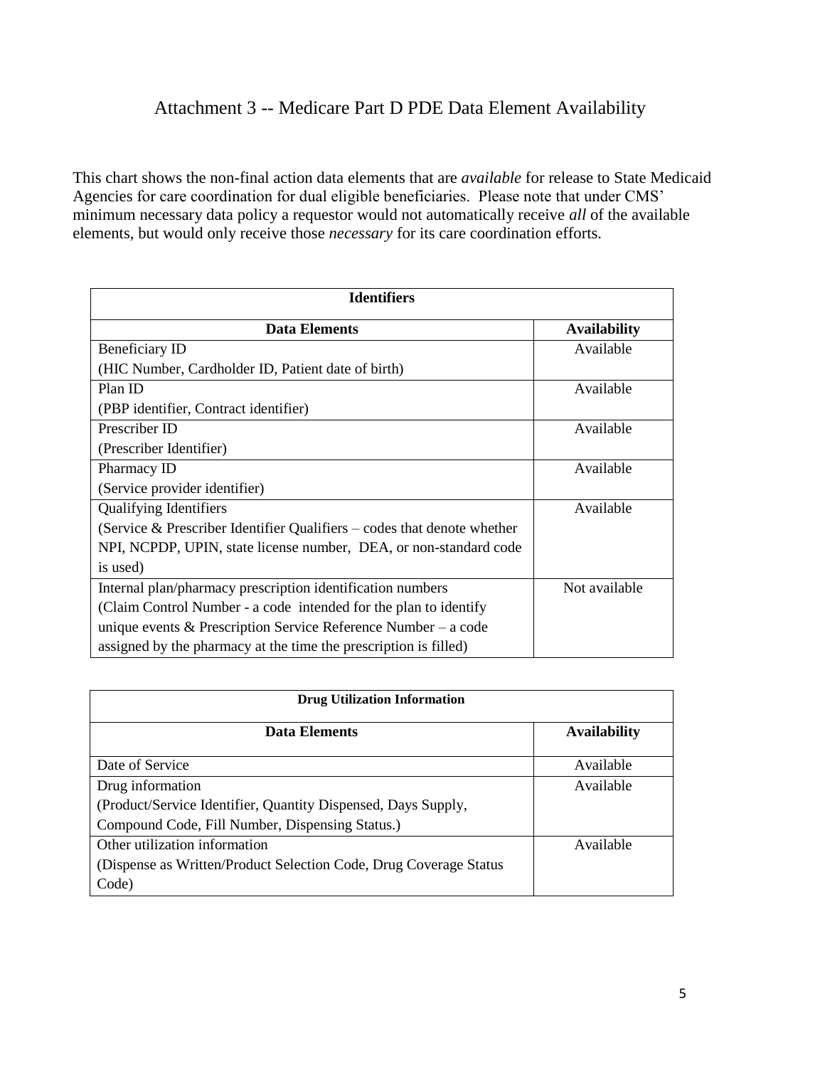# Attachment 3 -- Medicare Part D PDE Data Element Availability

This chart shows the non-final action data elements that are *available* for release to State Medicaid Agencies for care coordination for dual eligible beneficiaries. Please note that under CMS' minimum necessary data policy a requestor would not automatically receive *all* of the available elements, but would only receive those *necessary* for its care coordination efforts.

| **Identifiers** | |
|---|---|
| **Data Elements** | **Availability** |
| Beneficiary ID<br>(HIC Number, Cardholder ID, Patient date of birth) | Available |
| Plan ID<br>(PBP identifier, Contract identifier) | Available |
| Prescriber ID<br>(Prescriber Identifier) | Available |
| Pharmacy ID<br>(Service provider identifier) | Available |
| Qualifying Identifiers<br>(Service & Prescriber Identifier Qualifiers – codes that denote whether NPI, NCPDP, UPIN, state license number, DEA, or non-standard code is used) | Available |
| Internal plan/pharmacy prescription identification numbers<br>(Claim Control Number - a code intended for the plan to identify unique events & Prescription Service Reference Number – a code assigned by the pharmacy at the time the prescription is filled) | Not available |

| **Drug Utilization Information** | |
|---|---|
| **Data Elements** | **Availability** |
| Date of Service | Available |
| Drug information<br>(Product/Service Identifier, Quantity Dispensed, Days Supply, Compound Code, Fill Number, Dispensing Status.) | Available |
| Other utilization information<br>(Dispense as Written/Product Selection Code, Drug Coverage Status Code) | Available |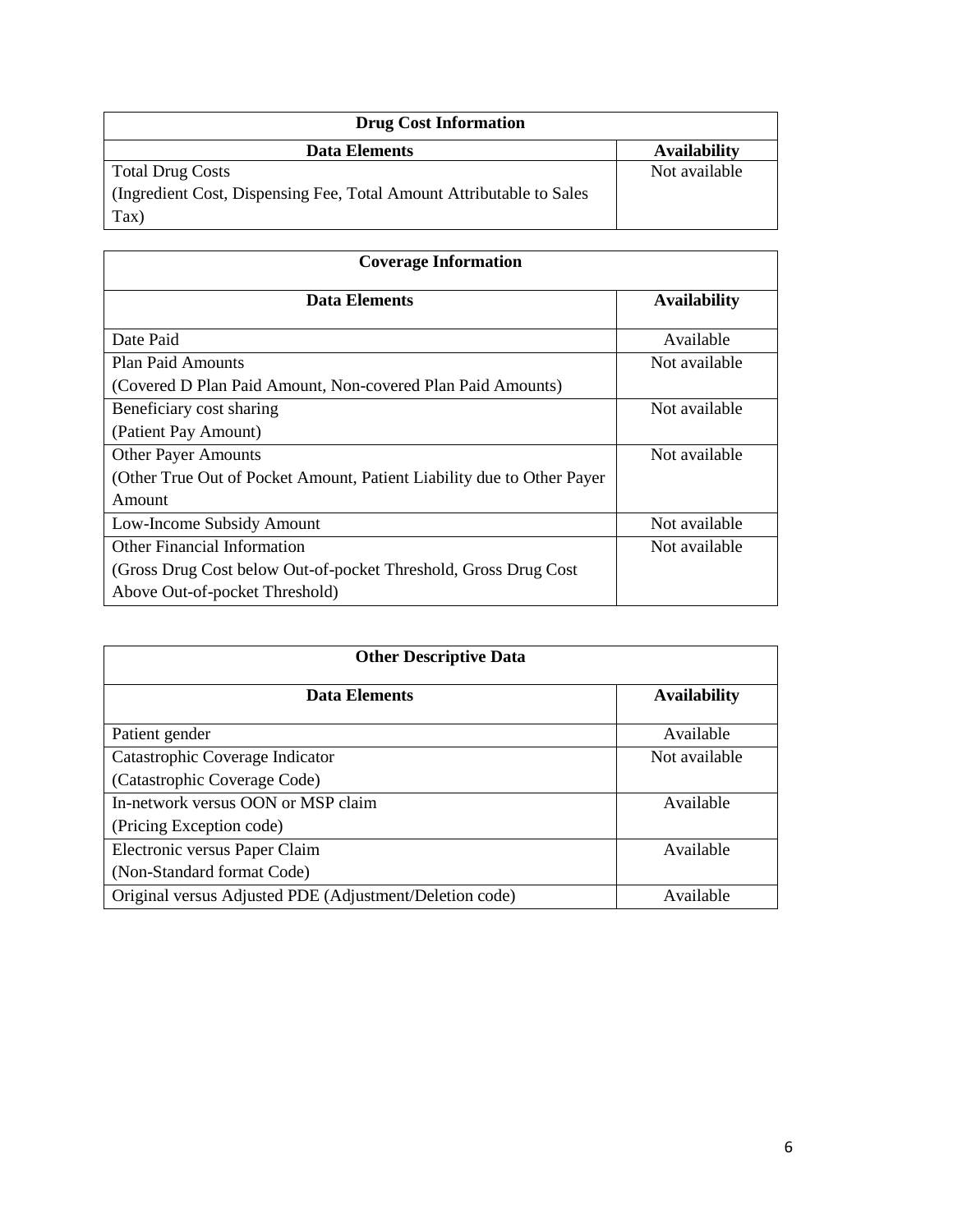| Drug Cost Information | |
|---|---|
| **Data Elements** | **Availability** |
| Total Drug Costs (Ingredient Cost, Dispensing Fee, Total Amount Attributable to Sales Tax) | Not available |

| Coverage Information | |
|---|---|
| **Data Elements** | **Availability** |
| Date Paid | Available |
| Plan Paid Amounts (Covered D Plan Paid Amount, Non-covered Plan Paid Amounts) | Not available |
| Beneficiary cost sharing (Patient Pay Amount) | Not available |
| Other Payer Amounts (Other True Out of Pocket Amount, Patient Liability due to Other Payer Amount | Not available |
| Low-Income Subsidy Amount | Not available |
| Other Financial Information (Gross Drug Cost below Out-of-pocket Threshold, Gross Drug Cost Above Out-of-pocket Threshold) | Not available |

| Other Descriptive Data | |
|---|---|
| **Data Elements** | **Availability** |
| Patient gender | Available |
| Catastrophic Coverage Indicator (Catastrophic Coverage Code) | Not available |
| In-network versus OON or MSP claim (Pricing Exception code) | Available |
| Electronic versus Paper Claim (Non-Standard format Code) | Available |
| Original versus Adjusted PDE (Adjustment/Deletion code) | Available |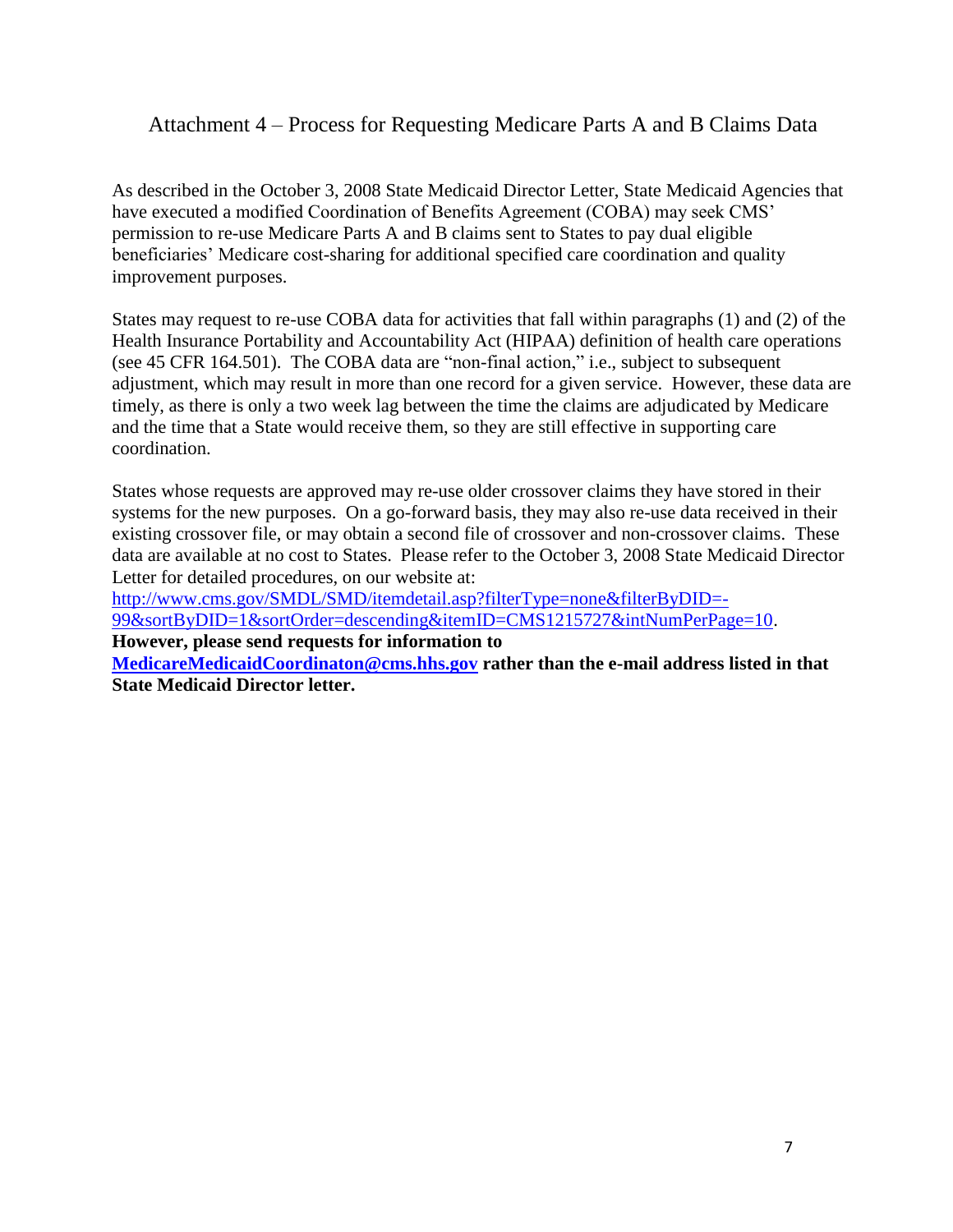## Attachment 4 – Process for Requesting Medicare Parts A and B Claims Data

As described in the October 3, 2008 State Medicaid Director Letter, State Medicaid Agencies that have executed a modified Coordination of Benefits Agreement (COBA) may seek CMS' permission to re-use Medicare Parts A and B claims sent to States to pay dual eligible beneficiaries' Medicare cost-sharing for additional specified care coordination and quality improvement purposes.

States may request to re-use COBA data for activities that fall within paragraphs (1) and (2) of the Health Insurance Portability and Accountability Act (HIPAA) definition of health care operations (see 45 CFR 164.501). The COBA data are "non-final action," i.e., subject to subsequent adjustment, which may result in more than one record for a given service. However, these data are timely, as there is only a two week lag between the time the claims are adjudicated by Medicare and the time that a State would receive them, so they are still effective in supporting care coordination.

States whose requests are approved may re-use older crossover claims they have stored in their systems for the new purposes. On a go-forward basis, they may also re-use data received in their existing crossover file, or may obtain a second file of crossover and non-crossover claims. These data are available at no cost to States. Please refer to the October 3, 2008 State Medicaid Director Letter for detailed procedures, on our website at: [http://www.cms.gov/SMDL/SMD/itemdetail.asp?filterType=none&filterByDID=-99&sortByDID=1&sortOrder=descending&itemID=CMS1215727&intNumPerPage=10](http://www.cms.gov/SMDL/SMD/itemdetail.asp?filterType=none&filterByDID=-99&sortByDID=1&sortOrder=descending&itemID=CMS1215727&intNumPerPage=10). **However, please send requests for information to [MedicareMedicaidCoordinaton@cms.hhs.gov](mailto:MedicareMedicaidCoordinaton@cms.hhs.gov) rather than the e-mail address listed in that State Medicaid Director letter.**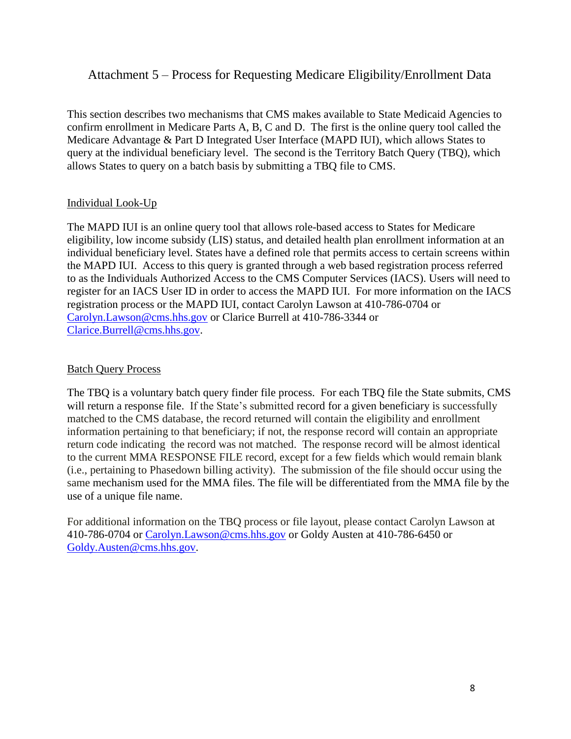## Attachment 5 – Process for Requesting Medicare Eligibility/Enrollment Data

This section describes two mechanisms that CMS makes available to State Medicaid Agencies to confirm enrollment in Medicare Parts A, B, C and D. The first is the online query tool called the Medicare Advantage & Part D Integrated User Interface (MAPD IUI), which allows States to query at the individual beneficiary level. The second is the Territory Batch Query (TBQ), which allows States to query on a batch basis by submitting a TBQ file to CMS.

### Individual Look-Up

The MAPD IUI is an online query tool that allows role-based access to States for Medicare eligibility, low income subsidy (LIS) status, and detailed health plan enrollment information at an individual beneficiary level. States have a defined role that permits access to certain screens within the MAPD IUI. Access to this query is granted through a web based registration process referred to as the Individuals Authorized Access to the CMS Computer Services (IACS). Users will need to register for an IACS User ID in order to access the MAPD IUI. For more information on the IACS registration process or the MAPD IUI, contact Carolyn Lawson at 410-786-0704 or Carolyn.Lawson@cms.hhs.gov or Clarice Burrell at 410-786-3344 or Clarice.Burrell@cms.hhs.gov.

### Batch Query Process

The TBQ is a voluntary batch query finder file process. For each TBQ file the State submits, CMS will return a response file. If the State's submitted record for a given beneficiary is successfully matched to the CMS database, the record returned will contain the eligibility and enrollment information pertaining to that beneficiary; if not, the response record will contain an appropriate return code indicating the record was not matched. The response record will be almost identical to the current MMA RESPONSE FILE record, except for a few fields which would remain blank (i.e., pertaining to Phasedown billing activity). The submission of the file should occur using the same mechanism used for the MMA files. The file will be differentiated from the MMA file by the use of a unique file name.

For additional information on the TBQ process or file layout, please contact Carolyn Lawson at 410-786-0704 or Carolyn.Lawson@cms.hhs.gov or Goldy Austen at 410-786-6450 or Goldy.Austen@cms.hhs.gov.